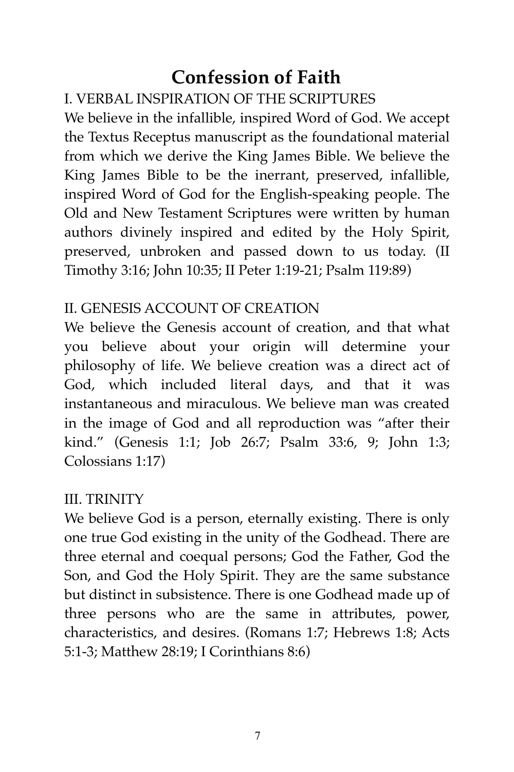# Confession of Faith

## I. VERBAL INSPIRATION OF THE SCRIPTURES

We believe in the infallible, inspired Word of God. We accept the Textus Receptus manuscript as the foundational material from which we derive the King James Bible. We believe the King James Bible to be the inerrant, preserved, infallible, inspired Word of God for the English-speaking people. The Old and New Testament Scriptures were written by human authors divinely inspired and edited by the Holy Spirit, preserved, unbroken and passed down to us today. (II Timothy 3:16; John 10:35; II Peter 1:19-21; Psalm 119:89)

## II. GENESIS ACCOUNT OF CREATION

We believe the Genesis account of creation, and that what you believe about your origin will determine your philosophy of life. We believe creation was a direct act of God, which included literal days, and that it was instantaneous and miraculous. We believe man was created in the image of God and all reproduction was "after their kind." (Genesis 1:1; Job 26:7; Psalm 33:6, 9; John 1:3; Colossians 1:17)

## III. TRINITY

We believe God is a person, eternally existing. There is only one true God existing in the unity of the Godhead. There are three eternal and coequal persons; God the Father, God the Son, and God the Holy Spirit. They are the same substance but distinct in subsistence. There is one Godhead made up of three persons who are the same in attributes, power, characteristics, and desires. (Romans 1:7; Hebrews 1:8; Acts 5:1-3; Matthew 28:19; I Corinthians 8:6)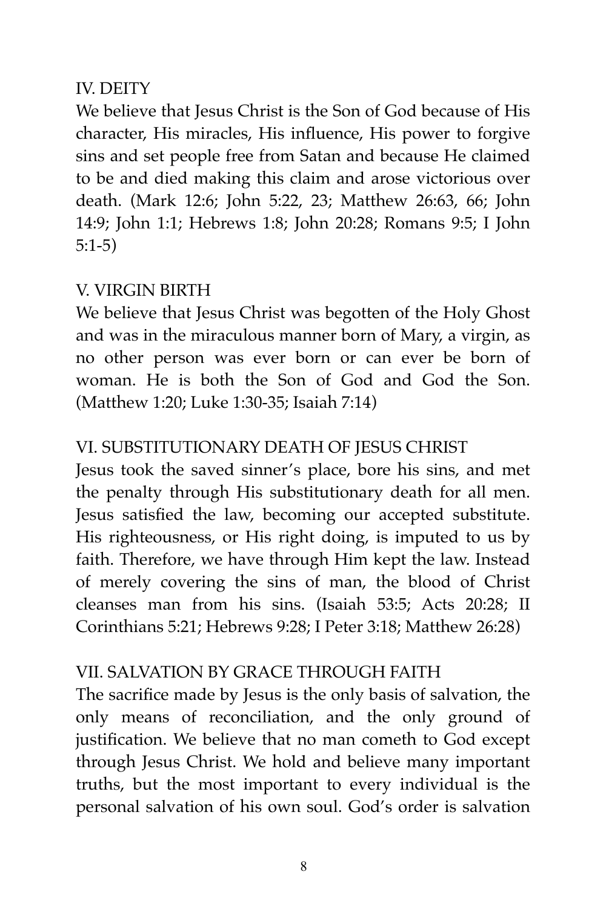## IV. DEITY

We believe that Jesus Christ is the Son of God because of His character, His miracles, His influence, His power to forgive sins and set people free from Satan and because He claimed to be and died making this claim and arose victorious over death. (Mark 12:6; John 5:22, 23; Matthew 26:63, 66; John 14:9; John 1:1; Hebrews 1:8; John 20:28; Romans 9:5; I John 5:1-5)

## V. VIRGIN BIRTH

We believe that Jesus Christ was begotten of the Holy Ghost and was in the miraculous manner born of Mary, a virgin, as no other person was ever born or can ever be born of woman. He is both the Son of God and God the Son. (Matthew 1:20; Luke 1:30-35; Isaiah 7:14)

## VI. SUBSTITUTIONARY DEATH OF JESUS CHRIST

Jesus took the saved sinner's place, bore his sins, and met the penalty through His substitutionary death for all men. Jesus satisfied the law, becoming our accepted substitute. His righteousness, or His right doing, is imputed to us by faith. Therefore, we have through Him kept the law. Instead of merely covering the sins of man, the blood of Christ cleanses man from his sins. (Isaiah 53:5; Acts 20:28; II Corinthians 5:21; Hebrews 9:28; I Peter 3:18; Matthew 26:28)

## VII. SALVATION BY GRACE THROUGH FAITH

The sacrifice made by Jesus is the only basis of salvation, the only means of reconciliation, and the only ground of justification. We believe that no man cometh to God except through Jesus Christ. We hold and believe many important truths, but the most important to every individual is the personal salvation of his own soul. God's order is salvation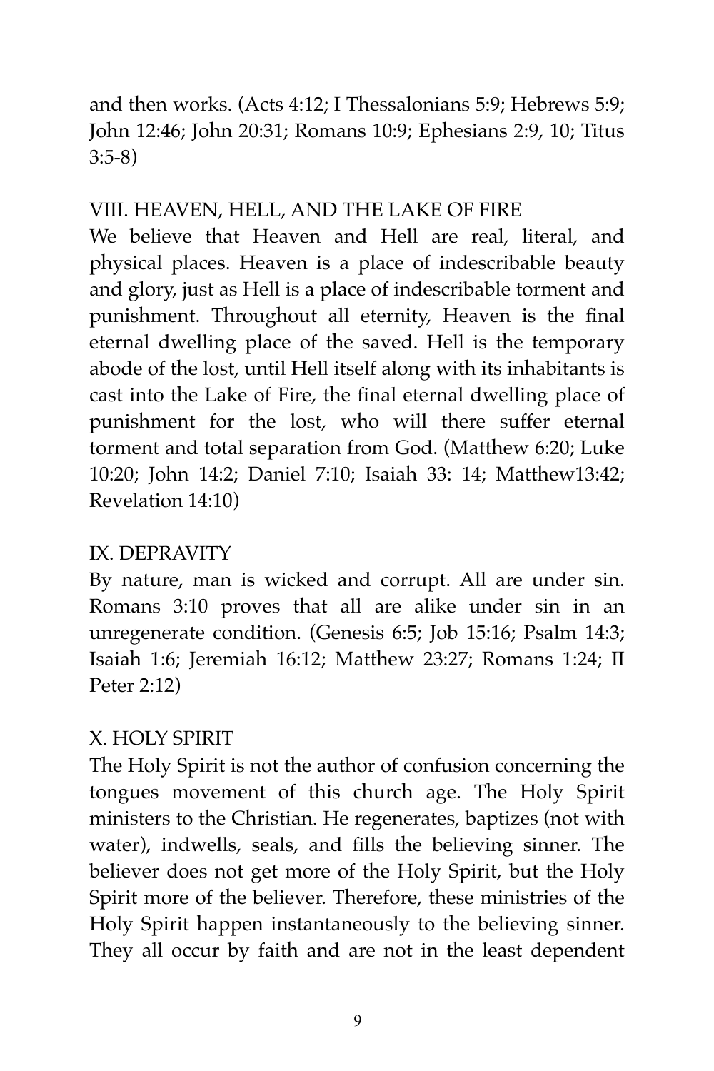and then works. (Acts 4:12; I Thessalonians 5:9; Hebrews 5:9; John 12:46; John 20:31; Romans 10:9; Ephesians 2:9, 10; Titus 3:5-8)

## VIII. HEAVEN, HELL, AND THE LAKE OF FIRE

We believe that Heaven and Hell are real, literal, and physical places. Heaven is a place of indescribable beauty and glory, just as Hell is a place of indescribable torment and punishment. Throughout all eternity, Heaven is the final eternal dwelling place of the saved. Hell is the temporary abode of the lost, until Hell itself along with its inhabitants is cast into the Lake of Fire, the final eternal dwelling place of punishment for the lost, who will there suffer eternal torment and total separation from God. (Matthew 6:20; Luke 10:20; John 14:2; Daniel 7:10; Isaiah 33: 14; Matthew13:42; Revelation 14:10)

## IX. DEPRAVITY

By nature, man is wicked and corrupt. All are under sin. Romans 3:10 proves that all are alike under sin in an unregenerate condition. (Genesis 6:5; Job 15:16; Psalm 14:3; Isaiah 1:6; Jeremiah 16:12; Matthew 23:27; Romans 1:24; II Peter 2:12)

## X. HOLY SPIRIT

The Holy Spirit is not the author of confusion concerning the tongues movement of this church age. The Holy Spirit ministers to the Christian. He regenerates, baptizes (not with water), indwells, seals, and fills the believing sinner. The believer does not get more of the Holy Spirit, but the Holy Spirit more of the believer. Therefore, these ministries of the Holy Spirit happen instantaneously to the believing sinner. They all occur by faith and are not in the least dependent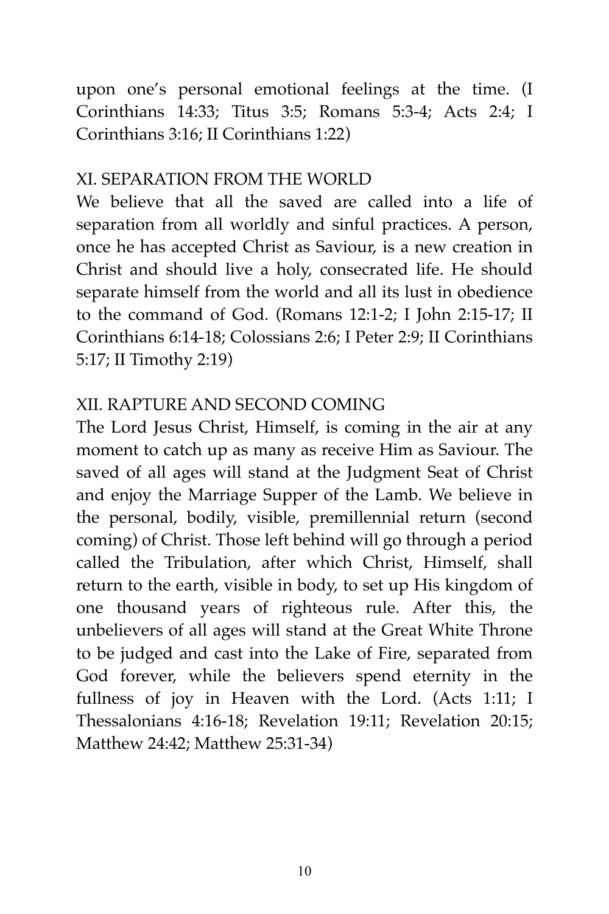upon one's personal emotional feelings at the time. (I Corinthians 14:33; Titus 3:5; Romans 5:3-4; Acts 2:4; I Corinthians 3:16; II Corinthians 1:22)

## XI. SEPARATION FROM THE WORLD

We believe that all the saved are called into a life of separation from all worldly and sinful practices. A person, once he has accepted Christ as Saviour, is a new creation in Christ and should live a holy, consecrated life. He should separate himself from the world and all its lust in obedience to the command of God. (Romans 12:1-2; I John 2:15-17; II Corinthians 6:14-18; Colossians 2:6; I Peter 2:9; II Corinthians 5:17; II Timothy 2:19)

## XII. RAPTURE AND SECOND COMING

The Lord Jesus Christ, Himself, is coming in the air at any moment to catch up as many as receive Him as Saviour. The saved of all ages will stand at the Judgment Seat of Christ and enjoy the Marriage Supper of the Lamb. We believe in the personal, bodily, visible, premillennial return (second coming) of Christ. Those left behind will go through a period called the Tribulation, after which Christ, Himself, shall return to the earth, visible in body, to set up His kingdom of one thousand years of righteous rule. After this, the unbelievers of all ages will stand at the Great White Throne to be judged and cast into the Lake of Fire, separated from God forever, while the believers spend eternity in the fullness of joy in Heaven with the Lord. (Acts 1:11; I Thessalonians 4:16-18; Revelation 19:11; Revelation 20:15; Matthew 24:42; Matthew 25:31-34)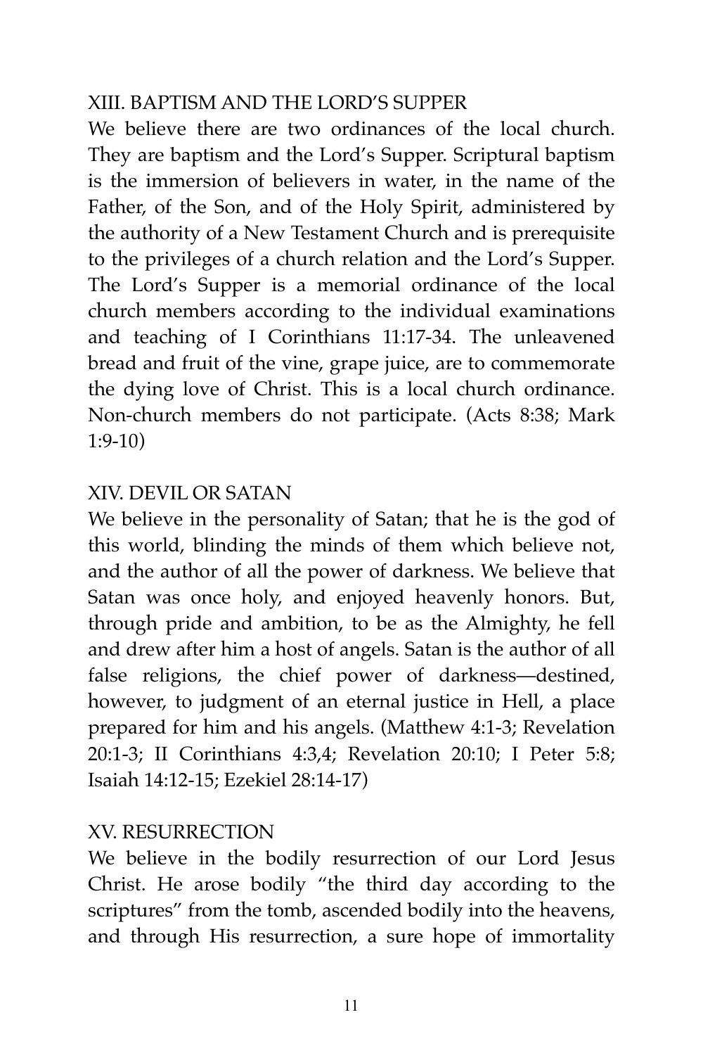## XIII. BAPTISM AND THE LORD'S SUPPER

We believe there are two ordinances of the local church. They are baptism and the Lord's Supper. Scriptural baptism is the immersion of believers in water, in the name of the Father, of the Son, and of the Holy Spirit, administered by the authority of a New Testament Church and is prerequisite to the privileges of a church relation and the Lord's Supper. The Lord's Supper is a memorial ordinance of the local church members according to the individual examinations and teaching of I Corinthians 11:17-34. The unleavened bread and fruit of the vine, grape juice, are to commemorate the dying love of Christ. This is a local church ordinance. Non-church members do not participate. (Acts 8:38; Mark 1:9-10)

## XIV. DEVIL OR SATAN

We believe in the personality of Satan; that he is the god of this world, blinding the minds of them which believe not, and the author of all the power of darkness. We believe that Satan was once holy, and enjoyed heavenly honors. But, through pride and ambition, to be as the Almighty, he fell and drew after him a host of angels. Satan is the author of all false religions, the chief power of darkness—destined, however, to judgment of an eternal justice in Hell, a place prepared for him and his angels. (Matthew 4:1-3; Revelation 20:1-3; II Corinthians 4:3,4; Revelation 20:10; I Peter 5:8; Isaiah 14:12-15; Ezekiel 28:14-17)

## XV. RESURRECTION

We believe in the bodily resurrection of our Lord Jesus Christ. He arose bodily "the third day according to the scriptures" from the tomb, ascended bodily into the heavens, and through His resurrection, a sure hope of immortality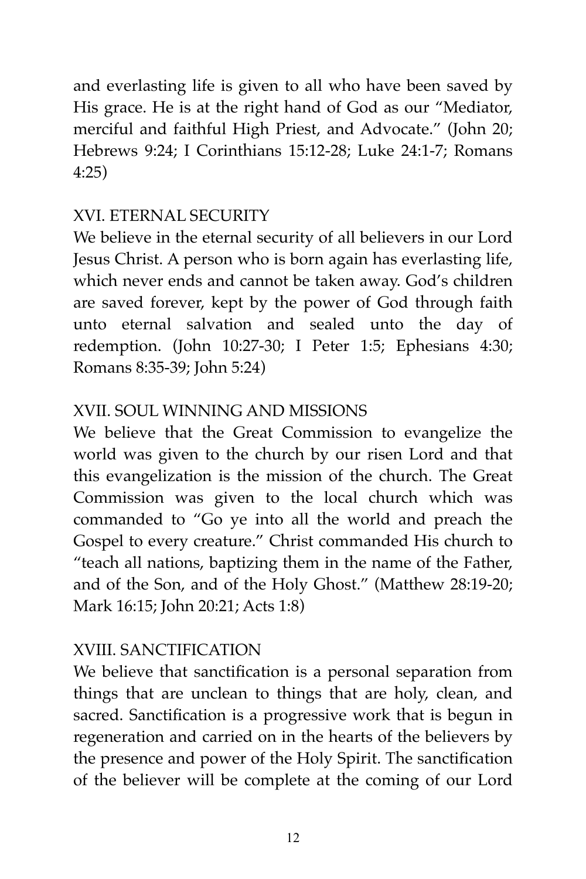and everlasting life is given to all who have been saved by His grace. He is at the right hand of God as our "Mediator, merciful and faithful High Priest, and Advocate." (John 20; Hebrews 9:24; I Corinthians 15:12-28; Luke 24:1-7; Romans 4:25)

## XVI. ETERNAL SECURITY

We believe in the eternal security of all believers in our Lord Jesus Christ. A person who is born again has everlasting life, which never ends and cannot be taken away. God's children are saved forever, kept by the power of God through faith unto eternal salvation and sealed unto the day of redemption. (John 10:27-30; I Peter 1:5; Ephesians 4:30; Romans 8:35-39; John 5:24)

## XVII. SOUL WINNING AND MISSIONS

We believe that the Great Commission to evangelize the world was given to the church by our risen Lord and that this evangelization is the mission of the church. The Great Commission was given to the local church which was commanded to "Go ye into all the world and preach the Gospel to every creature." Christ commanded His church to "teach all nations, baptizing them in the name of the Father, and of the Son, and of the Holy Ghost." (Matthew 28:19-20; Mark 16:15; John 20:21; Acts 1:8)

## XVIII. SANCTIFICATION

We believe that sanctification is a personal separation from things that are unclean to things that are holy, clean, and sacred. Sanctification is a progressive work that is begun in regeneration and carried on in the hearts of the believers by the presence and power of the Holy Spirit. The sanctification of the believer will be complete at the coming of our Lord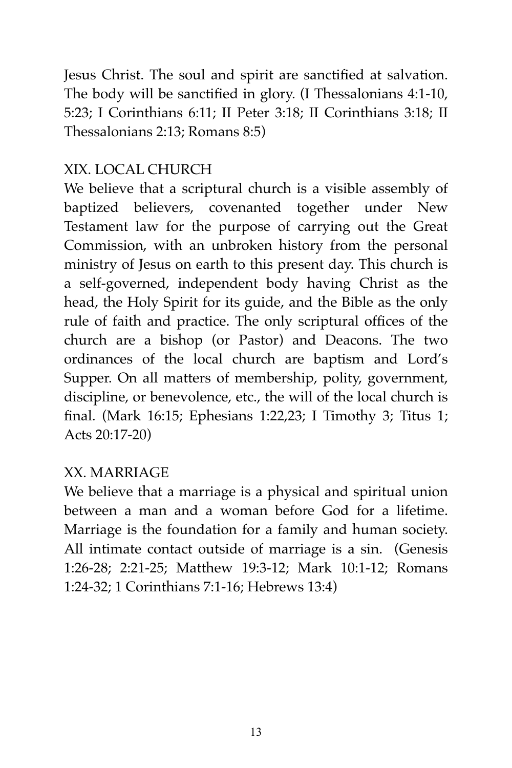Jesus Christ. The soul and spirit are sanctified at salvation. The body will be sanctified in glory. (I Thessalonians 4:1-10, 5:23; I Corinthians 6:11; II Peter 3:18; II Corinthians 3:18; II Thessalonians 2:13; Romans 8:5)

## XIX. LOCAL CHURCH

We believe that a scriptural church is a visible assembly of baptized believers, covenanted together under New Testament law for the purpose of carrying out the Great Commission, with an unbroken history from the personal ministry of Jesus on earth to this present day. This church is a self-governed, independent body having Christ as the head, the Holy Spirit for its guide, and the Bible as the only rule of faith and practice. The only scriptural offices of the church are a bishop (or Pastor) and Deacons. The two ordinances of the local church are baptism and Lord's Supper. On all matters of membership, polity, government, discipline, or benevolence, etc., the will of the local church is final. (Mark 16:15; Ephesians 1:22,23; I Timothy 3; Titus 1; Acts 20:17-20)

## XX. MARRIAGE

We believe that a marriage is a physical and spiritual union between a man and a woman before God for a lifetime. Marriage is the foundation for a family and human society. All intimate contact outside of marriage is a sin. (Genesis 1:26-28; 2:21-25; Matthew 19:3-12; Mark 10:1-12; Romans 1:24-32; 1 Corinthians 7:1-16; Hebrews 13:4)